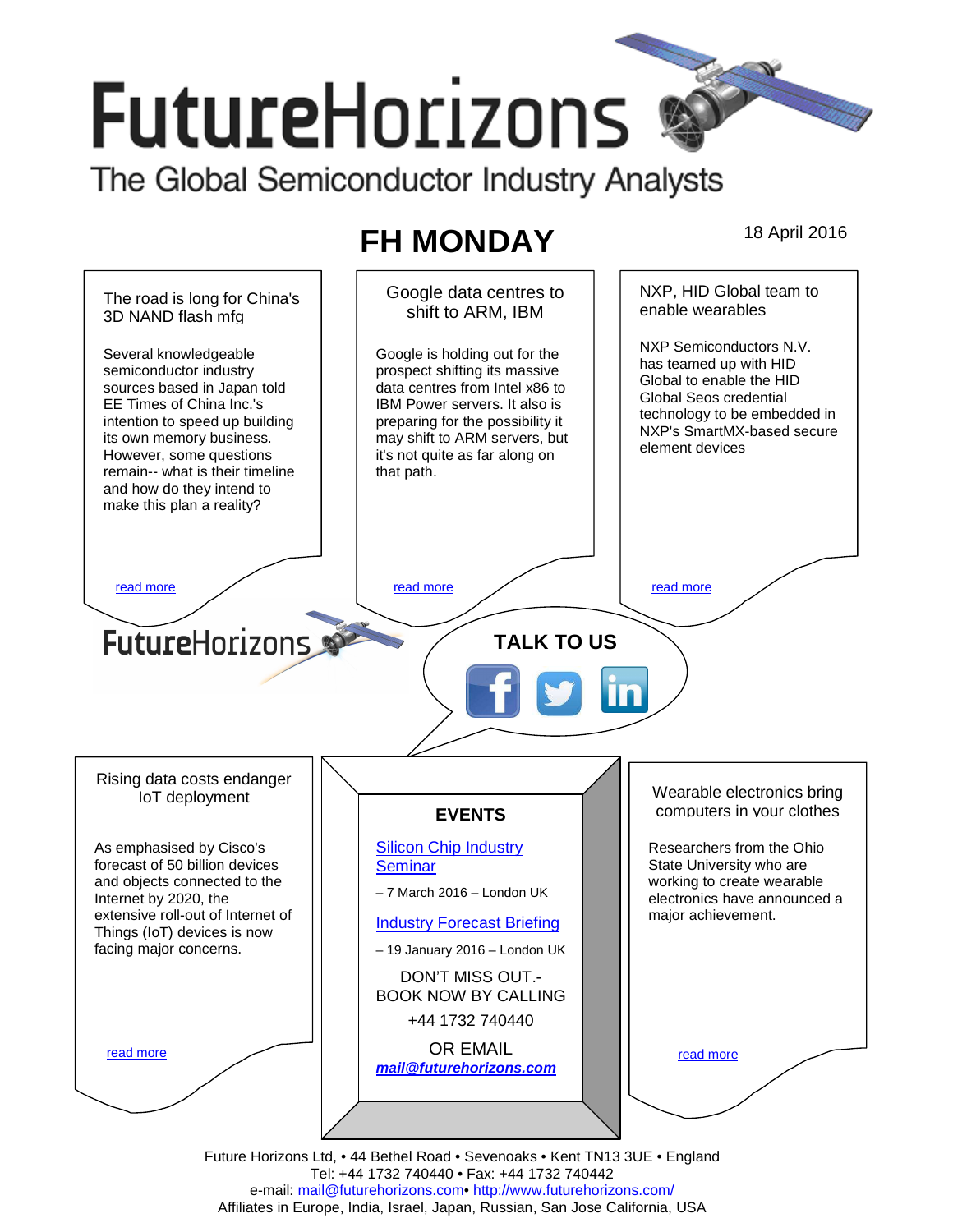# FutureHorizons

The Global Semiconductor Industry Analysts

## FH MONDAY

18 April 2016

### The road is long for China's 3D NAND flash mfg

Several knowledgeable semiconductor industry sources based in Japan told EE Times of China Inc.'s intention to speed up building its own memory business. However, some questions remain-- what is their timeline and how do they intend to make this plan a reality?

read more

### Google data centres to shift to ARM, IBM

Google is holding out for the prospect shifting its massive data centres from Intel x86 to IBM Power servers. It also is preparing for the possibility it may shift to ARM servers, but it's not quite as far along on that path.

read more

### NXP, HID Global team to enable wearables

NXP Semiconductors N.V. has teamed up with HID Global to enable the HID Global Seos credential technology to be embedded in NXP's SmartMX-based secure element devices

read more

FutureHorizons

**TALK TO US**

### Rising data costs endanger IoT deployment

As emphasised by Cisco's forecast of 50 billion devices and objects connected to the Internet by 2020, the extensive roll-out of Internet of Things (IoT) devices is now facing major concerns.

read more

### EVENTS

Silicon Chip Industry Seminar

– 7 March 2016 – London UK

Industry Forecast Briefing

– 19 January 2016 – London UK

DON'T MISS OUT.- BOOK NOW BY CALLING

+44 1732 740440

OR EMAIL

***mail@futurehorizons.com***

### Wearable electronics bring computers in your clothes

Researchers from the Ohio State University who are working to create wearable electronics have announced a major achievement.

read more

Future Horizons Ltd, • 44 Bethel Road • Sevenoaks • Kent TN13 3UE • England
Tel: +44 1732 740440 • Fax: +44 1732 740442
e-mail: mail@futurehorizons.com• http://www.futurehorizons.com/
Affiliates in Europe, India, Israel, Japan, Russian, San Jose California, USA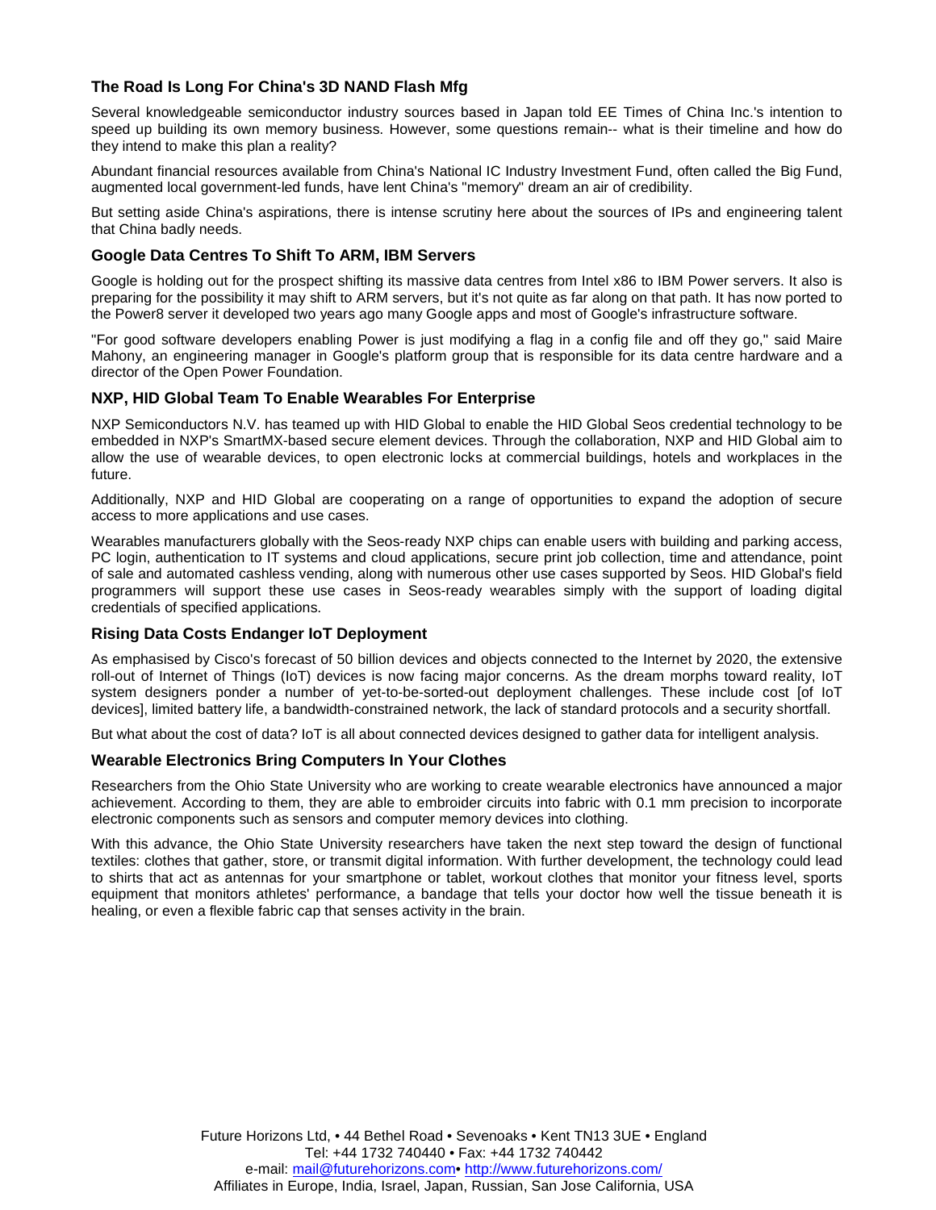### The Road Is Long For China's 3D NAND Flash Mfg

Several knowledgeable semiconductor industry sources based in Japan told EE Times of China Inc.'s intention to speed up building its own memory business. However, some questions remain-- what is their timeline and how do they intend to make this plan a reality?

Abundant financial resources available from China's National IC Industry Investment Fund, often called the Big Fund, augmented local government-led funds, have lent China's "memory" dream an air of credibility.

But setting aside China's aspirations, there is intense scrutiny here about the sources of IPs and engineering talent that China badly needs.

### Google Data Centres To Shift To ARM, IBM Servers

Google is holding out for the prospect shifting its massive data centres from Intel x86 to IBM Power servers. It also is preparing for the possibility it may shift to ARM servers, but it's not quite as far along on that path. It has now ported to the Power8 server it developed two years ago many Google apps and most of Google's infrastructure software.

"For good software developers enabling Power is just modifying a flag in a config file and off they go," said Maire Mahony, an engineering manager in Google's platform group that is responsible for its data centre hardware and a director of the Open Power Foundation.

### NXP, HID Global Team To Enable Wearables For Enterprise

NXP Semiconductors N.V. has teamed up with HID Global to enable the HID Global Seos credential technology to be embedded in NXP's SmartMX-based secure element devices. Through the collaboration, NXP and HID Global aim to allow the use of wearable devices, to open electronic locks at commercial buildings, hotels and workplaces in the future.

Additionally, NXP and HID Global are cooperating on a range of opportunities to expand the adoption of secure access to more applications and use cases.

Wearables manufacturers globally with the Seos-ready NXP chips can enable users with building and parking access, PC login, authentication to IT systems and cloud applications, secure print job collection, time and attendance, point of sale and automated cashless vending, along with numerous other use cases supported by Seos. HID Global's field programmers will support these use cases in Seos-ready wearables simply with the support of loading digital credentials of specified applications.

### Rising Data Costs Endanger IoT Deployment

As emphasised by Cisco's forecast of 50 billion devices and objects connected to the Internet by 2020, the extensive roll-out of Internet of Things (IoT) devices is now facing major concerns. As the dream morphs toward reality, IoT system designers ponder a number of yet-to-be-sorted-out deployment challenges. These include cost [of IoT devices], limited battery life, a bandwidth-constrained network, the lack of standard protocols and a security shortfall.

But what about the cost of data? IoT is all about connected devices designed to gather data for intelligent analysis.

### Wearable Electronics Bring Computers In Your Clothes

Researchers from the Ohio State University who are working to create wearable electronics have announced a major achievement. According to them, they are able to embroider circuits into fabric with 0.1 mm precision to incorporate electronic components such as sensors and computer memory devices into clothing.

With this advance, the Ohio State University researchers have taken the next step toward the design of functional textiles: clothes that gather, store, or transmit digital information. With further development, the technology could lead to shirts that act as antennas for your smartphone or tablet, workout clothes that monitor your fitness level, sports equipment that monitors athletes' performance, a bandage that tells your doctor how well the tissue beneath it is healing, or even a flexible fabric cap that senses activity in the brain.

Future Horizons Ltd, • 44 Bethel Road • Sevenoaks • Kent TN13 3UE • England
Tel: +44 1732 740440 • Fax: +44 1732 740442
e-mail: mail@futurehorizons.com• http://www.futurehorizons.com/
Affiliates in Europe, India, Israel, Japan, Russian, San Jose California, USA